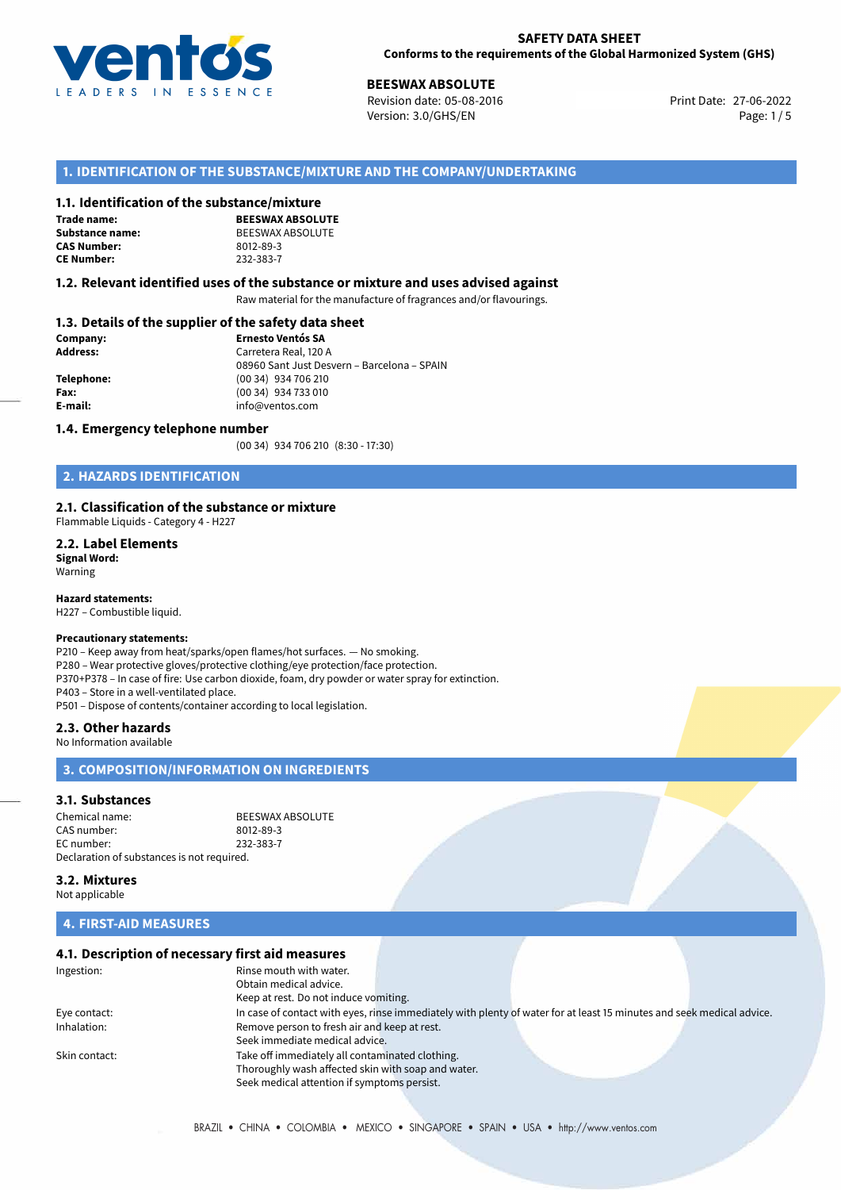**SAFETY DATA SHEET**
**Conforms to the requirements of the Global Harmonized System (GHS)**

**BEESWAX ABSOLUTE**
Revision date: 05-08-2016
Version: 3.0/GHS/EN
Print Date: 27-06-2022

## 1. IDENTIFICATION OF THE SUBSTANCE/MIXTURE AND THE COMPANY/UNDERTAKING

### 1.1. Identification of the substance/mixture

**Trade name:** **BEESWAX ABSOLUTE**
**Substance name:** BEESWAX ABSOLUTE
**CAS Number:** 8012-89-3
**CE Number:** 232-383-7

### 1.2. Relevant identified uses of the substance or mixture and uses advised against

Raw material for the manufacture of fragrances and/or flavourings.

### 1.3. Details of the supplier of the safety data sheet

**Company:** **Ernesto Ventós SA**
**Address:** Carretera Real, 120 A
08960 Sant Just Desvern – Barcelona – SPAIN
**Telephone:** (00 34) 934 706 210
**Fax:** (00 34) 934 733 010
**E-mail:** info@ventos.com

### 1.4. Emergency telephone number

(00 34) 934 706 210 (8:30 - 17:30)

## 2. HAZARDS IDENTIFICATION

### 2.1. Classification of the substance or mixture

Flammable Liquids - Category 4 - H227

### 2.2. Label Elements

**Signal Word:**
Warning

**Hazard statements:**
H227 – Combustible liquid.

**Precautionary statements:**
P210 – Keep away from heat/sparks/open flames/hot surfaces. — No smoking.
P280 – Wear protective gloves/protective clothing/eye protection/face protection.
P370+P378 – In case of fire: Use carbon dioxide, foam, dry powder or water spray for extinction.
P403 – Store in a well-ventilated place.
P501 – Dispose of contents/container according to local legislation.

### 2.3. Other hazards

No Information available

## 3. COMPOSITION/INFORMATION ON INGREDIENTS

### 3.1. Substances

Chemical name: BEESWAX ABSOLUTE
CAS number: 8012-89-3
EC number: 232-383-7
Declaration of substances is not required.

### 3.2. Mixtures

Not applicable

## 4. FIRST-AID MEASURES

### 4.1. Description of necessary first aid measures

Ingestion: Rinse mouth with water.
Obtain medical advice.
Keep at rest. Do not induce vomiting.

Eye contact: In case of contact with eyes, rinse immediately with plenty of water for at least 15 minutes and seek medical advice.

Inhalation: Remove person to fresh air and keep at rest.
Seek immediate medical advice.

Skin contact: Take off immediately all contaminated clothing.
Thoroughly wash affected skin with soap and water.
Seek medical attention if symptoms persist.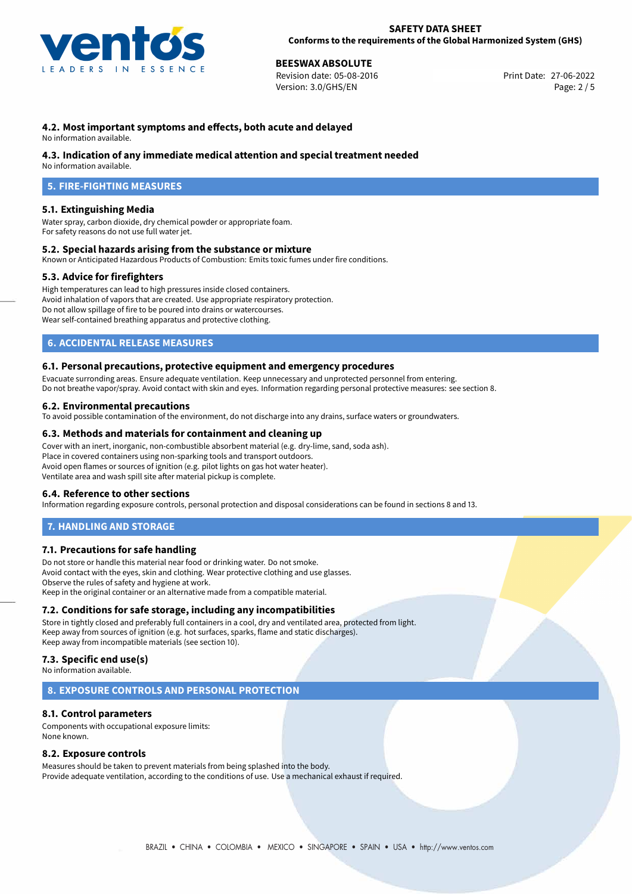### 4.2. Most important symptoms and effects, both acute and delayed

No information available.

### 4.3. Indication of any immediate medical attention and special treatment needed

No information available.

## 5. FIRE-FIGHTING MEASURES

### 5.1. Extinguishing Media

Water spray, carbon dioxide, dry chemical powder or appropriate foam.
For safety reasons do not use full water jet.

### 5.2. Special hazards arising from the substance or mixture

Known or Anticipated Hazardous Products of Combustion: Emits toxic fumes under fire conditions.

### 5.3. Advice for firefighters

High temperatures can lead to high pressures inside closed containers.
Avoid inhalation of vapors that are created. Use appropriate respiratory protection.
Do not allow spillage of fire to be poured into drains or watercourses.
Wear self-contained breathing apparatus and protective clothing.

## 6. ACCIDENTAL RELEASE MEASURES

### 6.1. Personal precautions, protective equipment and emergency procedures

Evacuate surronding areas. Ensure adequate ventilation. Keep unnecessary and unprotected personnel from entering.
Do not breathe vapor/spray. Avoid contact with skin and eyes. Information regarding personal protective measures: see section 8.

### 6.2. Environmental precautions

To avoid possible contamination of the environment, do not discharge into any drains, surface waters or groundwaters.

### 6.3. Methods and materials for containment and cleaning up

Cover with an inert, inorganic, non-combustible absorbent material (e.g. dry-lime, sand, soda ash).
Place in covered containers using non-sparking tools and transport outdoors.
Avoid open flames or sources of ignition (e.g. pilot lights on gas hot water heater).
Ventilate area and wash spill site after material pickup is complete.

### 6.4. Reference to other sections

Information regarding exposure controls, personal protection and disposal considerations can be found in sections 8 and 13.

## 7. HANDLING AND STORAGE

### 7.1. Precautions for safe handling

Do not store or handle this material near food or drinking water. Do not smoke.
Avoid contact with the eyes, skin and clothing. Wear protective clothing and use glasses.
Observe the rules of safety and hygiene at work.
Keep in the original container or an alternative made from a compatible material.

### 7.2. Conditions for safe storage, including any incompatibilities

Store in tightly closed and preferably full containers in a cool, dry and ventilated area, protected from light.
Keep away from sources of ignition (e.g. hot surfaces, sparks, flame and static discharges).
Keep away from incompatible materials (see section 10).

### 7.3. Specific end use(s)

No information available.

## 8. EXPOSURE CONTROLS AND PERSONAL PROTECTION

### 8.1. Control parameters

Components with occupational exposure limits:
None known.

### 8.2. Exposure controls

Measures should be taken to prevent materials from being splashed into the body.
Provide adequate ventilation, according to the conditions of use. Use a mechanical exhaust if required.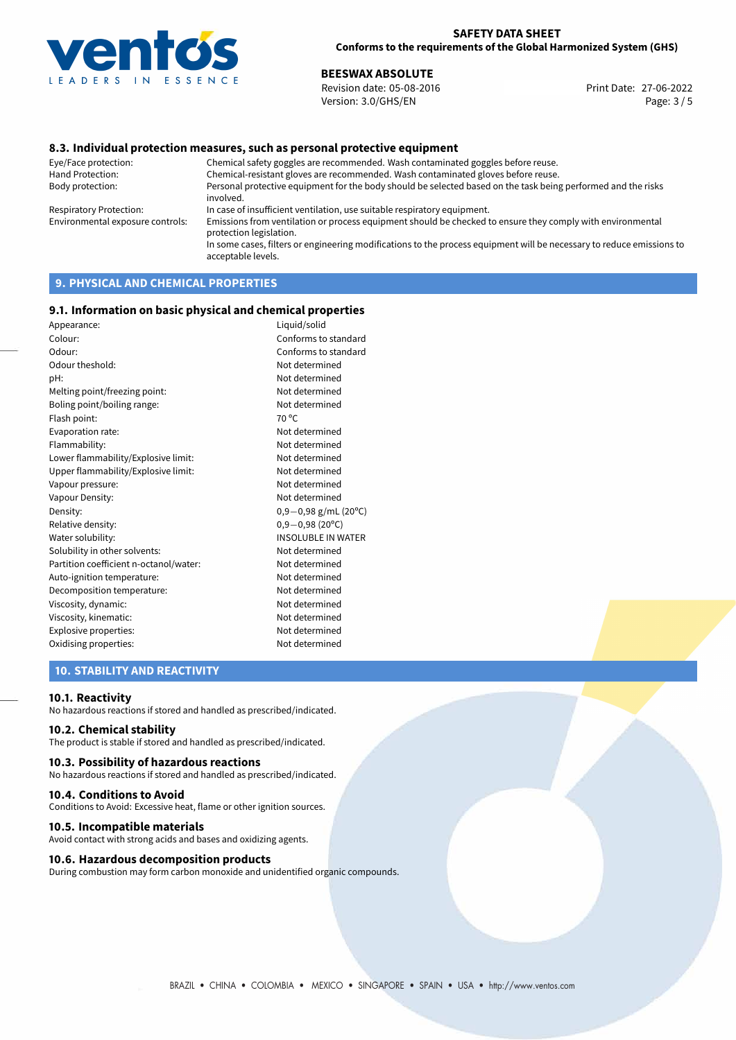### 8.3. Individual protection measures, such as personal protective equipment

| | |
|---|---|
| Eye/Face protection: | Chemical safety goggles are recommended. Wash contaminated goggles before reuse. |
| Hand Protection: | Chemical-resistant gloves are recommended. Wash contaminated gloves before reuse. |
| Body protection: | Personal protective equipment for the body should be selected based on the task being performed and the risks involved. |
| Respiratory Protection: | In case of insufficient ventilation, use suitable respiratory equipment. |
| Environmental exposure controls: | Emissions from ventilation or process equipment should be checked to ensure they comply with environmental protection legislation. In some cases, filters or engineering modifications to the process equipment will be necessary to reduce emissions to acceptable levels. |

## 9. PHYSICAL AND CHEMICAL PROPERTIES

### 9.1. Information on basic physical and chemical properties

| | |
|---|---|
| Appearance: | Liquid/solid |
| Colour: | Conforms to standard |
| Odour: | Conforms to standard |
| Odour theshold: | Not determined |
| pH: | Not determined |
| Melting point/freezing point: | Not determined |
| Boling point/boiling range: | Not determined |
| Flash point: | 70 °C |
| Evaporation rate: | Not determined |
| Flammability: | Not determined |
| Lower flammability/Explosive limit: | Not determined |
| Upper flammability/Explosive limit: | Not determined |
| Vapour pressure: | Not determined |
| Vapour Density: | Not determined |
| Density: | 0,9−0,98 g/mL (20°C) |
| Relative density: | 0,9−0,98 (20°C) |
| Water solubility: | INSOLUBLE IN WATER |
| Solubility in other solvents: | Not determined |
| Partition coefficient n-octanol/water: | Not determined |
| Auto-ignition temperature: | Not determined |
| Decomposition temperature: | Not determined |
| Viscosity, dynamic: | Not determined |
| Viscosity, kinematic: | Not determined |
| Explosive properties: | Not determined |
| Oxidising properties: | Not determined |

## 10. STABILITY AND REACTIVITY

### 10.1. Reactivity

No hazardous reactions if stored and handled as prescribed/indicated.

### 10.2. Chemical stability

The product is stable if stored and handled as prescribed/indicated.

### 10.3. Possibility of hazardous reactions

No hazardous reactions if stored and handled as prescribed/indicated.

### 10.4. Conditions to Avoid

Conditions to Avoid: Excessive heat, flame or other ignition sources.

### 10.5. Incompatible materials

Avoid contact with strong acids and bases and oxidizing agents.

### 10.6. Hazardous decomposition products

During combustion may form carbon monoxide and unidentified organic compounds.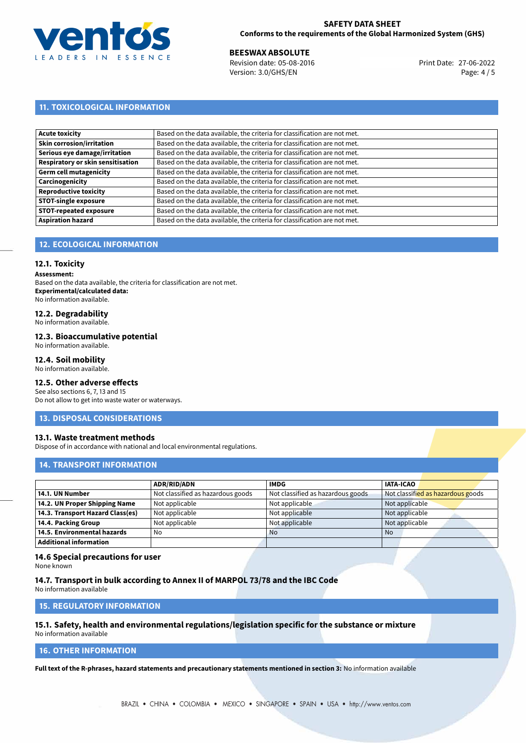## 11. TOXICOLOGICAL INFORMATION

| | |
|---|---|
| **Acute toxicity** | Based on the data available, the criteria for classification are not met. |
| **Skin corrosion/irritation** | Based on the data available, the criteria for classification are not met. |
| **Serious eye damage/irritation** | Based on the data available, the criteria for classification are not met. |
| **Respiratory or skin sensitisation** | Based on the data available, the criteria for classification are not met. |
| **Germ cell mutagenicity** | Based on the data available, the criteria for classification are not met. |
| **Carcinogenicity** | Based on the data available, the criteria for classification are not met. |
| **Reproductive toxicity** | Based on the data available, the criteria for classification are not met. |
| **STOT-single exposure** | Based on the data available, the criteria for classification are not met. |
| **STOT-repeated exposure** | Based on the data available, the criteria for classification are not met. |
| **Aspiration hazard** | Based on the data available, the criteria for classification are not met. |

## 12. ECOLOGICAL INFORMATION

### 12.1. Toxicity

**Assessment:**
Based on the data available, the criteria for classification are not met.
**Experimental/calculated data:**
No information available.

### 12.2. Degradability

No information available.

### 12.3. Bioaccumulative potential

No information available.

### 12.4. Soil mobility

No information available.

### 12.5. Other adverse effects

See also sections 6, 7, 13 and 15
Do not allow to get into waste water or waterways.

## 13. DISPOSAL CONSIDERATIONS

### 13.1. Waste treatment methods

Dispose of in accordance with national and local environmental regulations.

## 14. TRANSPORT INFORMATION

| | ADR/RID/ADN | IMDG | IATA-ICAO |
|---|---|---|---|
| **14.1. UN Number** | Not classified as hazardous goods | Not classified as hazardous goods | Not classified as hazardous goods |
| **14.2. UN Proper Shipping Name** | Not applicable | Not applicable | Not applicable |
| **14.3. Transport Hazard Class(es)** | Not applicable | Not applicable | Not applicable |
| **14.4. Packing Group** | Not applicable | Not applicable | Not applicable |
| **14.5. Environmental hazards** | No | No | No |
| **Additional information** | | | |

### 14.6 Special precautions for user

None known

### 14.7. Transport in bulk according to Annex II of MARPOL 73/78 and the IBC Code

No information available

## 15. REGULATORY INFORMATION

### 15.1. Safety, health and environmental regulations/legislation specific for the substance or mixture

No information available

## 16. OTHER INFORMATION

**Full text of the R-phrases, hazard statements and precautionary statements mentioned in section 3:** No information available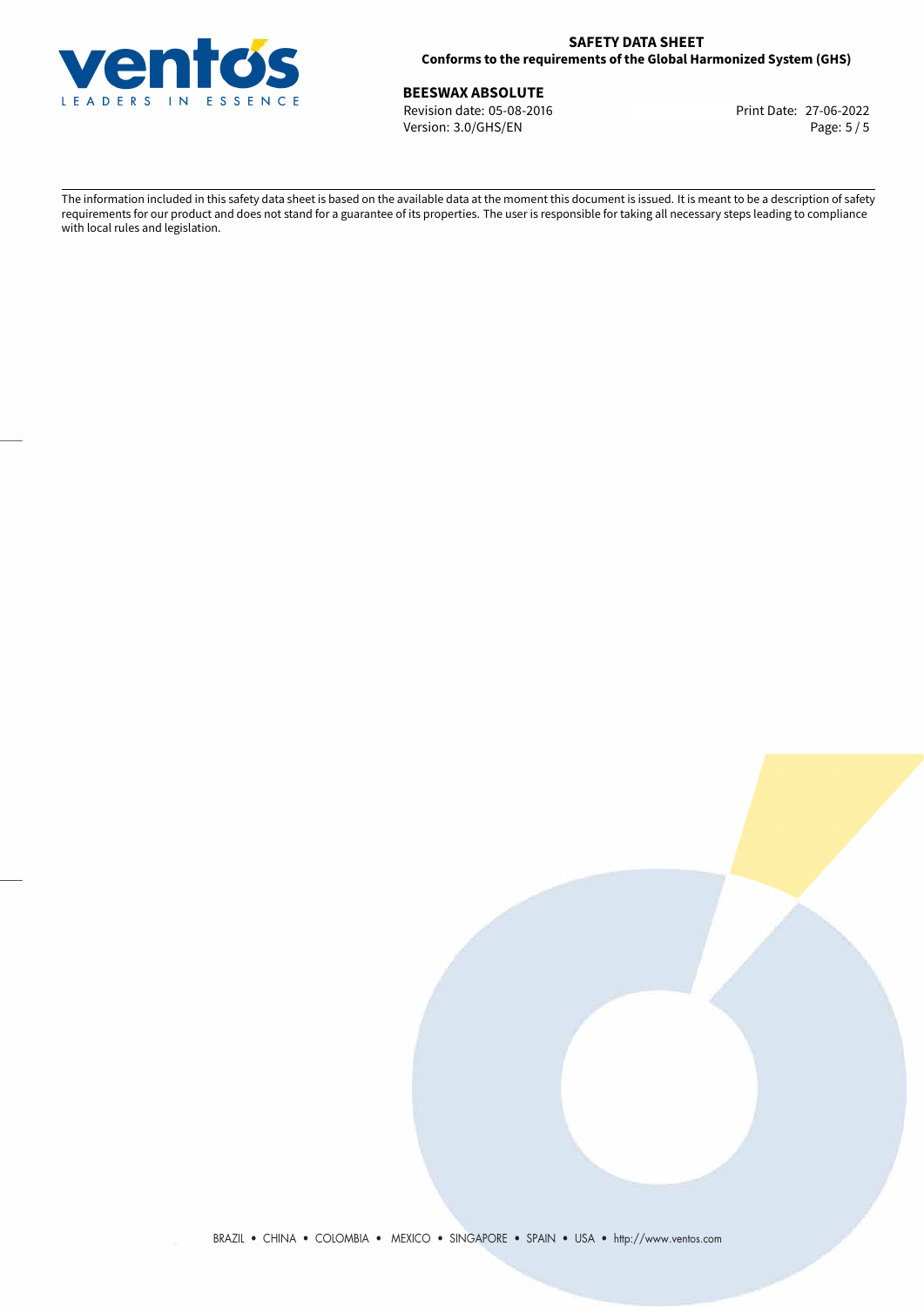The information included in this safety data sheet is based on the available data at the moment this document is issued. It is meant to be a description of safety requirements for our product and does not stand for a guarantee of its properties. The user is responsible for taking all necessary steps leading to compliance with local rules and legislation.